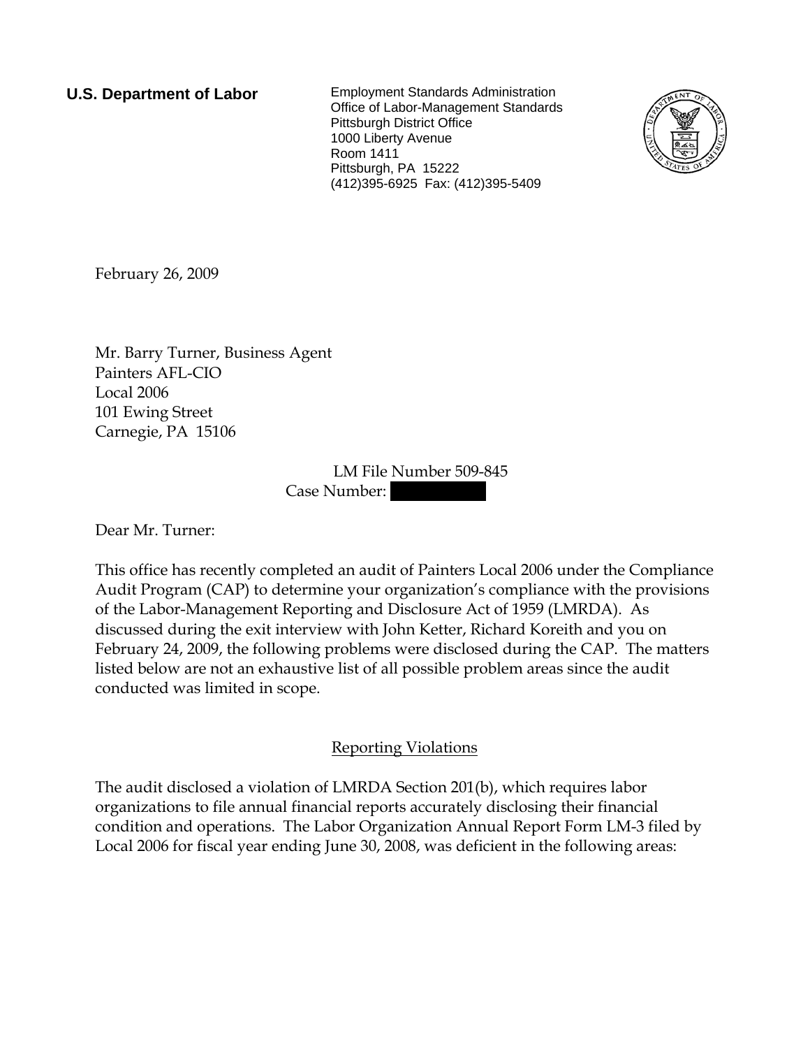**U.S. Department of Labor**

Employment Standards Administration
Office of Labor-Management Standards
Pittsburgh District Office
1000 Liberty Avenue
Room 1411
Pittsburgh, PA 15222
(412)395-6925 Fax: (412)395-5409

February 26, 2009

Mr. Barry Turner, Business Agent
Painters AFL-CIO
Local 2006
101 Ewing Street
Carnegie, PA 15106

LM File Number 509-845
Case Number:

Dear Mr. Turner:

This office has recently completed an audit of Painters Local 2006 under the Compliance Audit Program (CAP) to determine your organization's compliance with the provisions of the Labor-Management Reporting and Disclosure Act of 1959 (LMRDA). As discussed during the exit interview with John Ketter, Richard Koreith and you on February 24, 2009, the following problems were disclosed during the CAP. The matters listed below are not an exhaustive list of all possible problem areas since the audit conducted was limited in scope.

## Reporting Violations

The audit disclosed a violation of LMRDA Section 201(b), which requires labor organizations to file annual financial reports accurately disclosing their financial condition and operations. The Labor Organization Annual Report Form LM-3 filed by Local 2006 for fiscal year ending June 30, 2008, was deficient in the following areas: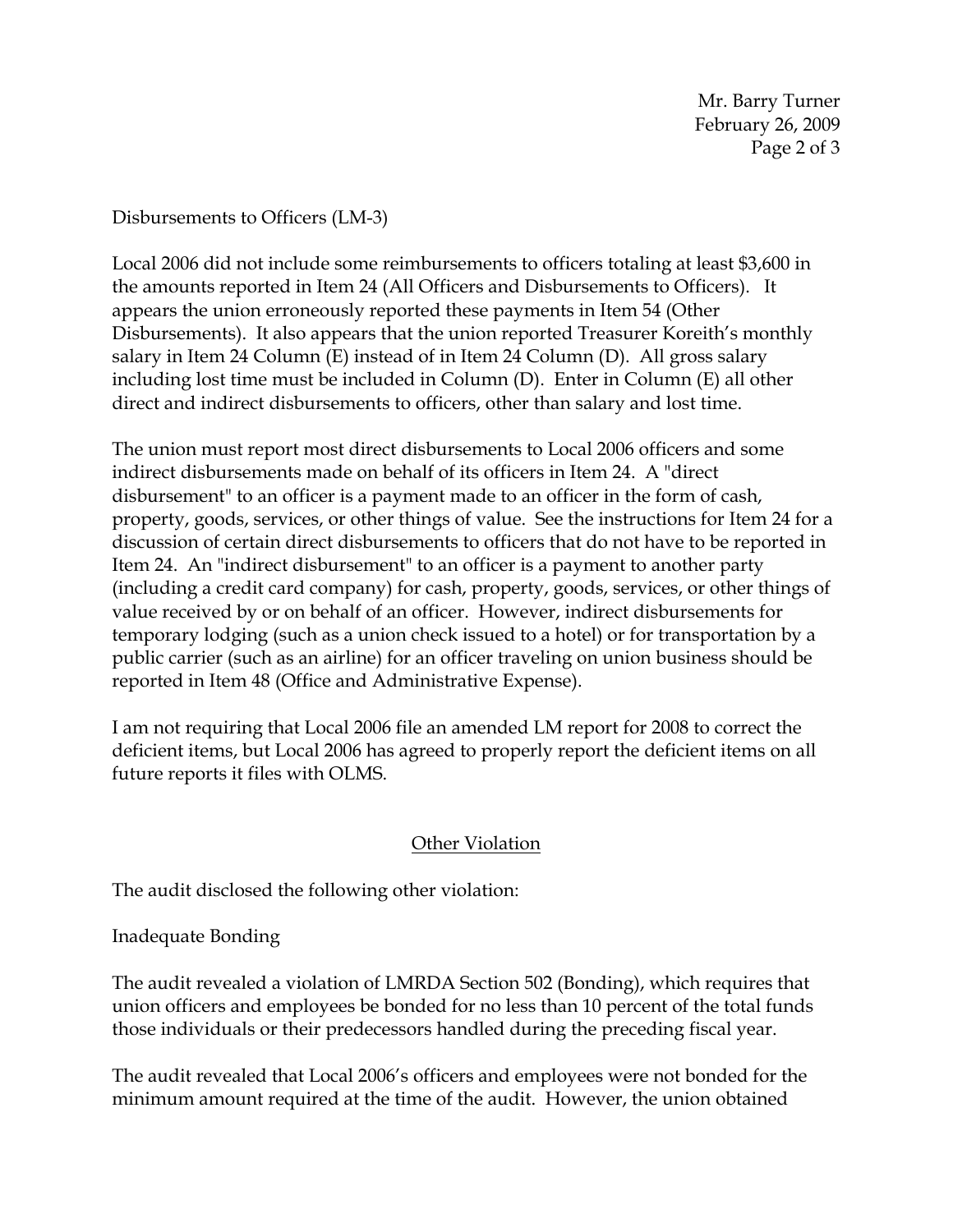Disbursements to Officers (LM-3)

Local 2006 did not include some reimbursements to officers totaling at least $3,600 in the amounts reported in Item 24 (All Officers and Disbursements to Officers). It appears the union erroneously reported these payments in Item 54 (Other Disbursements). It also appears that the union reported Treasurer Koreith's monthly salary in Item 24 Column (E) instead of in Item 24 Column (D). All gross salary including lost time must be included in Column (D). Enter in Column (E) all other direct and indirect disbursements to officers, other than salary and lost time.

The union must report most direct disbursements to Local 2006 officers and some indirect disbursements made on behalf of its officers in Item 24. A "direct disbursement" to an officer is a payment made to an officer in the form of cash, property, goods, services, or other things of value. See the instructions for Item 24 for a discussion of certain direct disbursements to officers that do not have to be reported in Item 24. An "indirect disbursement" to an officer is a payment to another party (including a credit card company) for cash, property, goods, services, or other things of value received by or on behalf of an officer. However, indirect disbursements for temporary lodging (such as a union check issued to a hotel) or for transportation by a public carrier (such as an airline) for an officer traveling on union business should be reported in Item 48 (Office and Administrative Expense).

I am not requiring that Local 2006 file an amended LM report for 2008 to correct the deficient items, but Local 2006 has agreed to properly report the deficient items on all future reports it files with OLMS.

## Other Violation

The audit disclosed the following other violation:

Inadequate Bonding

The audit revealed a violation of LMRDA Section 502 (Bonding), which requires that union officers and employees be bonded for no less than 10 percent of the total funds those individuals or their predecessors handled during the preceding fiscal year.

The audit revealed that Local 2006's officers and employees were not bonded for the minimum amount required at the time of the audit. However, the union obtained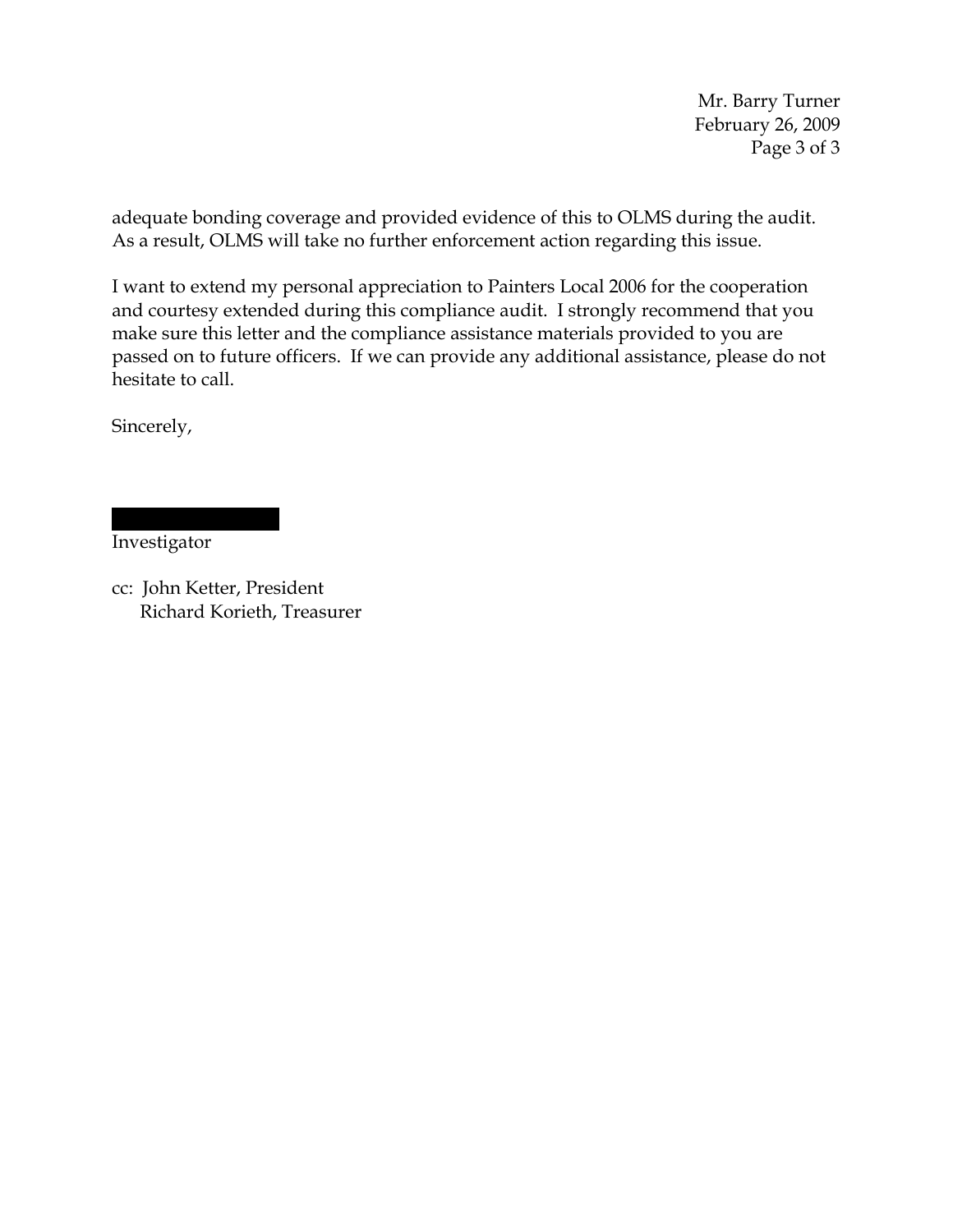adequate bonding coverage and provided evidence of this to OLMS during the audit. As a result, OLMS will take no further enforcement action regarding this issue.

I want to extend my personal appreciation to Painters Local 2006 for the cooperation and courtesy extended during this compliance audit. I strongly recommend that you make sure this letter and the compliance assistance materials provided to you are passed on to future officers. If we can provide any additional assistance, please do not hesitate to call.

Sincerely,

Investigator

cc: John Ketter, President
Richard Korieth, Treasurer